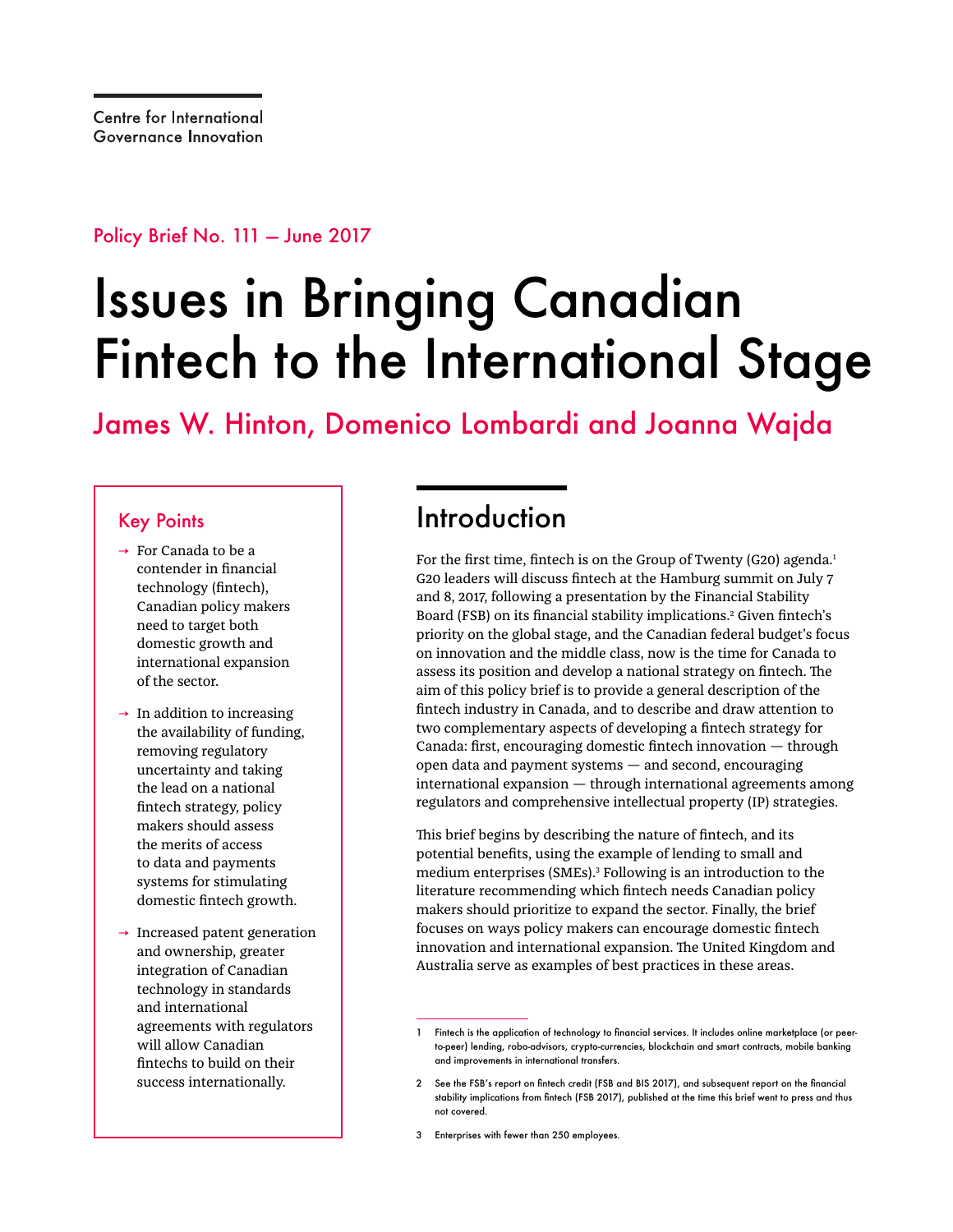Centre for International Governance Innovation

Policy Brief No. 111 — June 2017

# Issues in Bringing Canadian Fintech to the International Stage

James W. Hinton, Domenico Lombardi and Joanna Wajda

## Key Points

- For Canada to be a contender in financial technology (fintech), Canadian policy makers need to target both domestic growth and international expansion of the sector.
- In addition to increasing the availability of funding, removing regulatory uncertainty and taking the lead on a national fintech strategy, policy makers should assess the merits of access to data and payments systems for stimulating domestic fintech growth.
- Increased patent generation and ownership, greater integration of Canadian technology in standards and international agreements with regulators will allow Canadian fintechs to build on their success internationally.

## Introduction

For the first time, fintech is on the Group of Twenty (G20) agenda.[1] G20 leaders will discuss fintech at the Hamburg summit on July 7 and 8, 2017, following a presentation by the Financial Stability Board (FSB) on its financial stability implications.[2] Given fintech's priority on the global stage, and the Canadian federal budget's focus on innovation and the middle class, now is the time for Canada to assess its position and develop a national strategy on fintech. The aim of this policy brief is to provide a general description of the fintech industry in Canada, and to describe and draw attention to two complementary aspects of developing a fintech strategy for Canada: first, encouraging domestic fintech innovation — through open data and payment systems — and second, encouraging international expansion — through international agreements among regulators and comprehensive intellectual property (IP) strategies.

This brief begins by describing the nature of fintech, and its potential benefits, using the example of lending to small and medium enterprises (SMEs).[3] Following is an introduction to the literature recommending which fintech needs Canadian policy makers should prioritize to expand the sector. Finally, the brief focuses on ways policy makers can encourage domestic fintech innovation and international expansion. The United Kingdom and Australia serve as examples of best practices in these areas.

---

1 Fintech is the application of technology to financial services. It includes online marketplace (or peer-to-peer) lending, robo-advisors, crypto-currencies, blockchain and smart contracts, mobile banking and improvements in international transfers.

2 See the FSB's report on fintech credit (FSB and BIS 2017), and subsequent report on the financial stability implications from fintech (FSB 2017), published at the time this brief went to press and thus not covered.

3 Enterprises with fewer than 250 employees.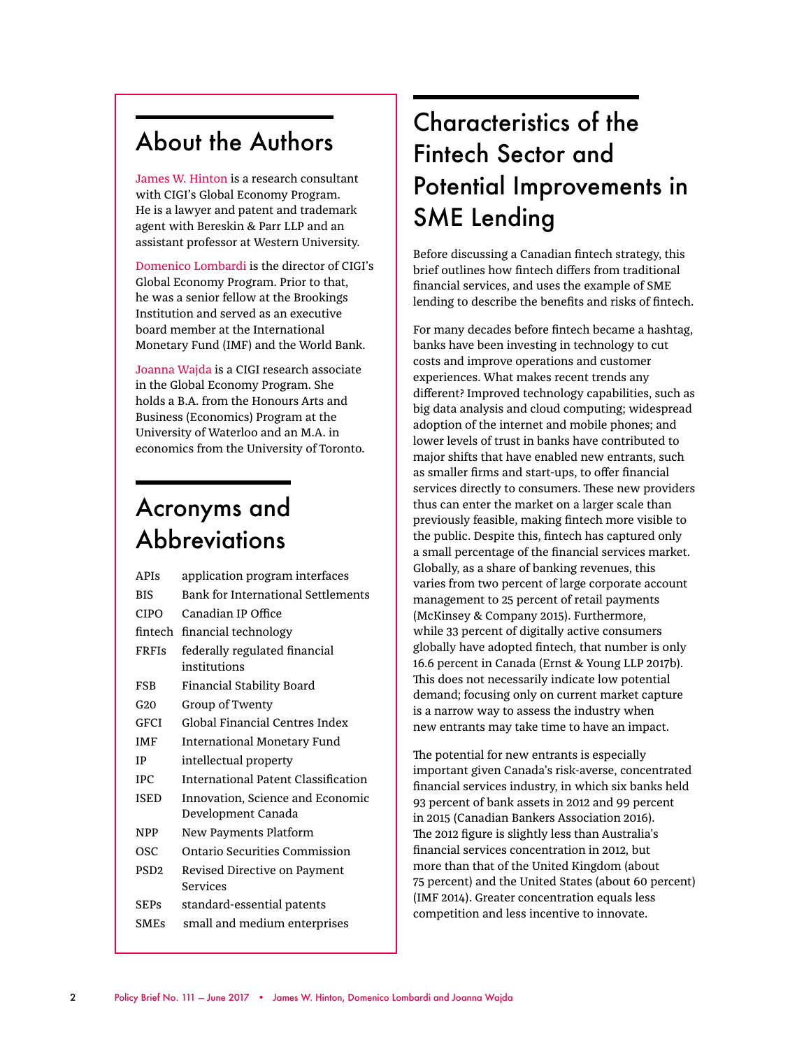## About the Authors

James W. Hinton is a research consultant with CIGI's Global Economy Program. He is a lawyer and patent and trademark agent with Bereskin & Parr LLP and an assistant professor at Western University.

Domenico Lombardi is the director of CIGI's Global Economy Program. Prior to that, he was a senior fellow at the Brookings Institution and served as an executive board member at the International Monetary Fund (IMF) and the World Bank.

Joanna Wajda is a CIGI research associate in the Global Economy Program. She holds a B.A. from the Honours Arts and Business (Economics) Program at the University of Waterloo and an M.A. in economics from the University of Toronto.

## Acronyms and Abbreviations

| | |
|---|---|
| APIs | application program interfaces |
| BIS | Bank for International Settlements |
| CIPO | Canadian IP Office |
| fintech | financial technology |
| FRFIs | federally regulated financial institutions |
| FSB | Financial Stability Board |
| G20 | Group of Twenty |
| GFCI | Global Financial Centres Index |
| IMF | International Monetary Fund |
| IP | intellectual property |
| IPC | International Patent Classification |
| ISED | Innovation, Science and Economic Development Canada |
| NPP | New Payments Platform |
| OSC | Ontario Securities Commission |
| PSD2 | Revised Directive on Payment Services |
| SEPs | standard-essential patents |
| SMEs | small and medium enterprises |

## Characteristics of the Fintech Sector and Potential Improvements in SME Lending

Before discussing a Canadian fintech strategy, this brief outlines how fintech differs from traditional financial services, and uses the example of SME lending to describe the benefits and risks of fintech.

For many decades before fintech became a hashtag, banks have been investing in technology to cut costs and improve operations and customer experiences. What makes recent trends any different? Improved technology capabilities, such as big data analysis and cloud computing; widespread adoption of the internet and mobile phones; and lower levels of trust in banks have contributed to major shifts that have enabled new entrants, such as smaller firms and start-ups, to offer financial services directly to consumers. These new providers thus can enter the market on a larger scale than previously feasible, making fintech more visible to the public. Despite this, fintech has captured only a small percentage of the financial services market. Globally, as a share of banking revenues, this varies from two percent of large corporate account management to 25 percent of retail payments (McKinsey & Company 2015). Furthermore, while 33 percent of digitally active consumers globally have adopted fintech, that number is only 16.6 percent in Canada (Ernst & Young LLP 2017b). This does not necessarily indicate low potential demand; focusing only on current market capture is a narrow way to assess the industry when new entrants may take time to have an impact.

The potential for new entrants is especially important given Canada's risk-averse, concentrated financial services industry, in which six banks held 93 percent of bank assets in 2012 and 99 percent in 2015 (Canadian Bankers Association 2016). The 2012 figure is slightly less than Australia's financial services concentration in 2012, but more than that of the United Kingdom (about 75 percent) and the United States (about 60 percent) (IMF 2014). Greater concentration equals less competition and less incentive to innovate.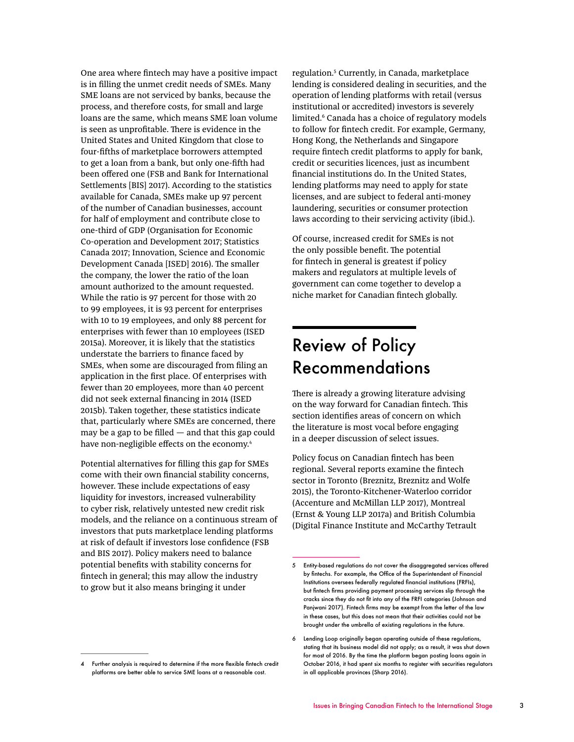One area where fintech may have a positive impact is in filling the unmet credit needs of SMEs. Many SME loans are not serviced by banks, because the process, and therefore costs, for small and large loans are the same, which means SME loan volume is seen as unprofitable. There is evidence in the United States and United Kingdom that close to four-fifths of marketplace borrowers attempted to get a loan from a bank, but only one-fifth had been offered one (FSB and Bank for International Settlements [BIS] 2017). According to the statistics available for Canada, SMEs make up 97 percent of the number of Canadian businesses, account for half of employment and contribute close to one-third of GDP (Organisation for Economic Co-operation and Development 2017; Statistics Canada 2017; Innovation, Science and Economic Development Canada [ISED] 2016). The smaller the company, the lower the ratio of the loan amount authorized to the amount requested. While the ratio is 97 percent for those with 20 to 99 employees, it is 93 percent for enterprises with 10 to 19 employees, and only 88 percent for enterprises with fewer than 10 employees (ISED 2015a). Moreover, it is likely that the statistics understate the barriers to finance faced by SMEs, when some are discouraged from filing an application in the first place. Of enterprises with fewer than 20 employees, more than 40 percent did not seek external financing in 2014 (ISED 2015b). Taken together, these statistics indicate that, particularly where SMEs are concerned, there may be a gap to be filled — and that this gap could have non-negligible effects on the economy.[4]

Potential alternatives for filling this gap for SMEs come with their own financial stability concerns, however. These include expectations of easy liquidity for investors, increased vulnerability to cyber risk, relatively untested new credit risk models, and the reliance on a continuous stream of investors that puts marketplace lending platforms at risk of default if investors lose confidence (FSB and BIS 2017). Policy makers need to balance potential benefits with stability concerns for fintech in general; this may allow the industry to grow but it also means bringing it under regulation.[5] Currently, in Canada, marketplace lending is considered dealing in securities, and the operation of lending platforms with retail (versus institutional or accredited) investors is severely limited.[6] Canada has a choice of regulatory models to follow for fintech credit. For example, Germany, Hong Kong, the Netherlands and Singapore require fintech credit platforms to apply for bank, credit or securities licences, just as incumbent financial institutions do. In the United States, lending platforms may need to apply for state licenses, and are subject to federal anti-money laundering, securities or consumer protection laws according to their servicing activity (ibid.).

Of course, increased credit for SMEs is not the only possible benefit. The potential for fintech in general is greatest if policy makers and regulators at multiple levels of government can come together to develop a niche market for Canadian fintech globally.

# Review of Policy Recommendations

There is already a growing literature advising on the way forward for Canadian fintech. This section identifies areas of concern on which the literature is most vocal before engaging in a deeper discussion of select issues.

Policy focus on Canadian fintech has been regional. Several reports examine the fintech sector in Toronto (Breznitz, Breznitz and Wolfe 2015), the Toronto-Kitchener-Waterloo corridor (Accenture and McMillan LLP 2017), Montreal (Ernst & Young LLP 2017a) and British Columbia (Digital Finance Institute and McCarthy Tetrault

4 Further analysis is required to determine if the more flexible fintech credit platforms are better able to service SME loans at a reasonable cost.

5 Entity-based regulations do not cover the disaggregated services offered by fintechs. For example, the Office of the Superintendent of Financial Institutions oversees federally regulated financial institutions (FRFIs), but fintech firms providing payment processing services slip through the cracks since they do not fit into any of the FRFI categories (Johnson and Panjwani 2017). Fintech firms may be exempt from the letter of the law in these cases, but this does not mean that their activities could not be brought under the umbrella of existing regulations in the future.

6 Lending Loop originally began operating outside of these regulations, stating that its business model did not apply; as a result, it was shut down for most of 2016. By the time the platform began posting loans again in October 2016, it had spent six months to register with securities regulators in all applicable provinces (Sharp 2016).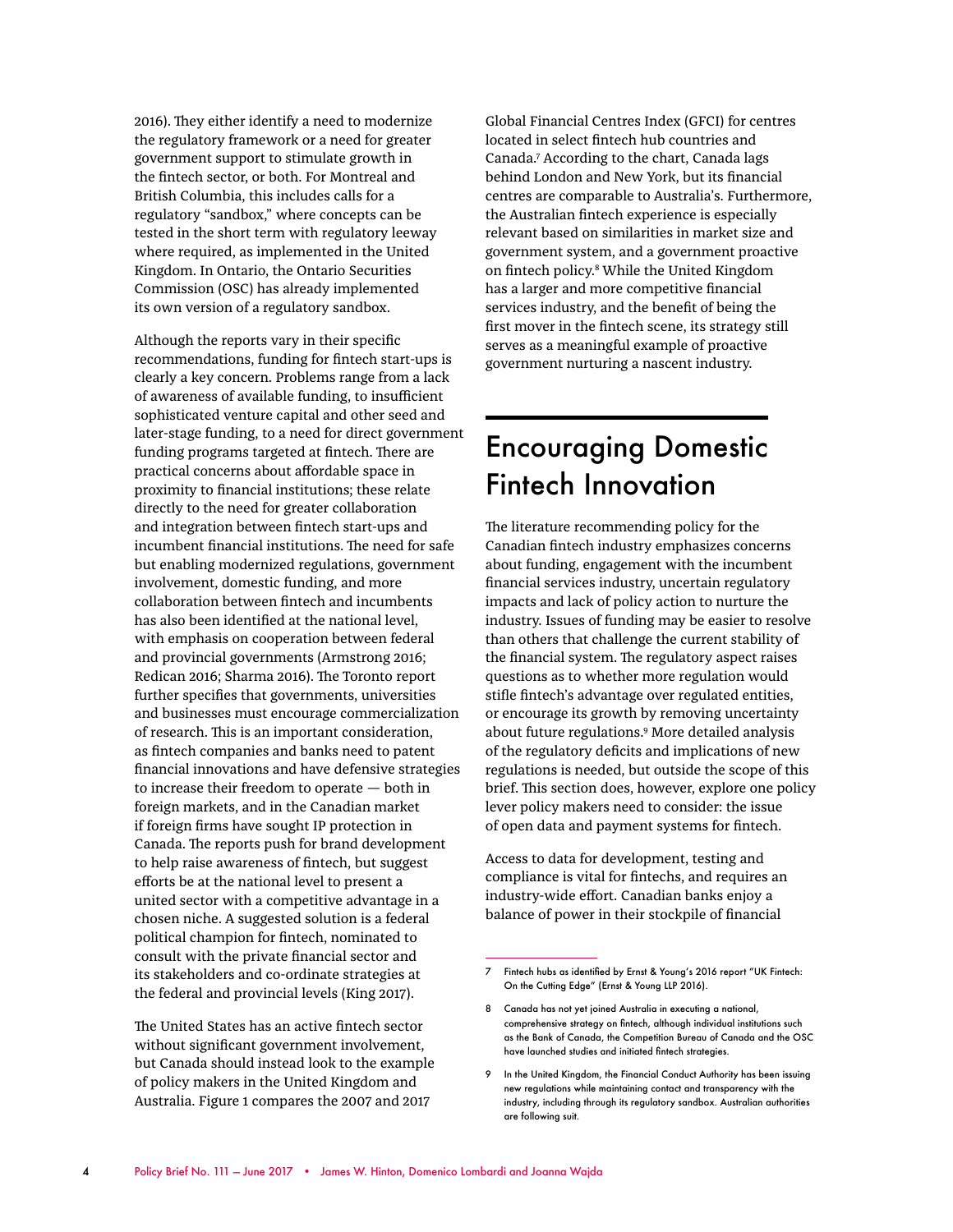2016). They either identify a need to modernize the regulatory framework or a need for greater government support to stimulate growth in the fintech sector, or both. For Montreal and British Columbia, this includes calls for a regulatory "sandbox," where concepts can be tested in the short term with regulatory leeway where required, as implemented in the United Kingdom. In Ontario, the Ontario Securities Commission (OSC) has already implemented its own version of a regulatory sandbox.

Although the reports vary in their specific recommendations, funding for fintech start-ups is clearly a key concern. Problems range from a lack of awareness of available funding, to insufficient sophisticated venture capital and other seed and later-stage funding, to a need for direct government funding programs targeted at fintech. There are practical concerns about affordable space in proximity to financial institutions; these relate directly to the need for greater collaboration and integration between fintech start-ups and incumbent financial institutions. The need for safe but enabling modernized regulations, government involvement, domestic funding, and more collaboration between fintech and incumbents has also been identified at the national level, with emphasis on cooperation between federal and provincial governments (Armstrong 2016; Redican 2016; Sharma 2016). The Toronto report further specifies that governments, universities and businesses must encourage commercialization of research. This is an important consideration, as fintech companies and banks need to patent financial innovations and have defensive strategies to increase their freedom to operate — both in foreign markets, and in the Canadian market if foreign firms have sought IP protection in Canada. The reports push for brand development to help raise awareness of fintech, but suggest efforts be at the national level to present a united sector with a competitive advantage in a chosen niche. A suggested solution is a federal political champion for fintech, nominated to consult with the private financial sector and its stakeholders and co-ordinate strategies at the federal and provincial levels (King 2017).

The United States has an active fintech sector without significant government involvement, but Canada should instead look to the example of policy makers in the United Kingdom and Australia. Figure 1 compares the 2007 and 2017 Global Financial Centres Index (GFCI) for centres located in select fintech hub countries and Canada.[7] According to the chart, Canada lags behind London and New York, but its financial centres are comparable to Australia's. Furthermore, the Australian fintech experience is especially relevant based on similarities in market size and government system, and a government proactive on fintech policy.[8] While the United Kingdom has a larger and more competitive financial services industry, and the benefit of being the first mover in the fintech scene, its strategy still serves as a meaningful example of proactive government nurturing a nascent industry.

## Encouraging Domestic Fintech Innovation

The literature recommending policy for the Canadian fintech industry emphasizes concerns about funding, engagement with the incumbent financial services industry, uncertain regulatory impacts and lack of policy action to nurture the industry. Issues of funding may be easier to resolve than others that challenge the current stability of the financial system. The regulatory aspect raises questions as to whether more regulation would stifle fintech's advantage over regulated entities, or encourage its growth by removing uncertainty about future regulations.[9] More detailed analysis of the regulatory deficits and implications of new regulations is needed, but outside the scope of this brief. This section does, however, explore one policy lever policy makers need to consider: the issue of open data and payment systems for fintech.

Access to data for development, testing and compliance is vital for fintechs, and requires an industry-wide effort. Canadian banks enjoy a balance of power in their stockpile of financial

---

7 Fintech hubs as identified by Ernst & Young's 2016 report "UK Fintech: On the Cutting Edge" (Ernst & Young LLP 2016).

8 Canada has not yet joined Australia in executing a national, comprehensive strategy on fintech, although individual institutions such as the Bank of Canada, the Competition Bureau of Canada and the OSC have launched studies and initiated fintech strategies.

9 In the United Kingdom, the Financial Conduct Authority has been issuing new regulations while maintaining contact and transparency with the industry, including through its regulatory sandbox. Australian authorities are following suit.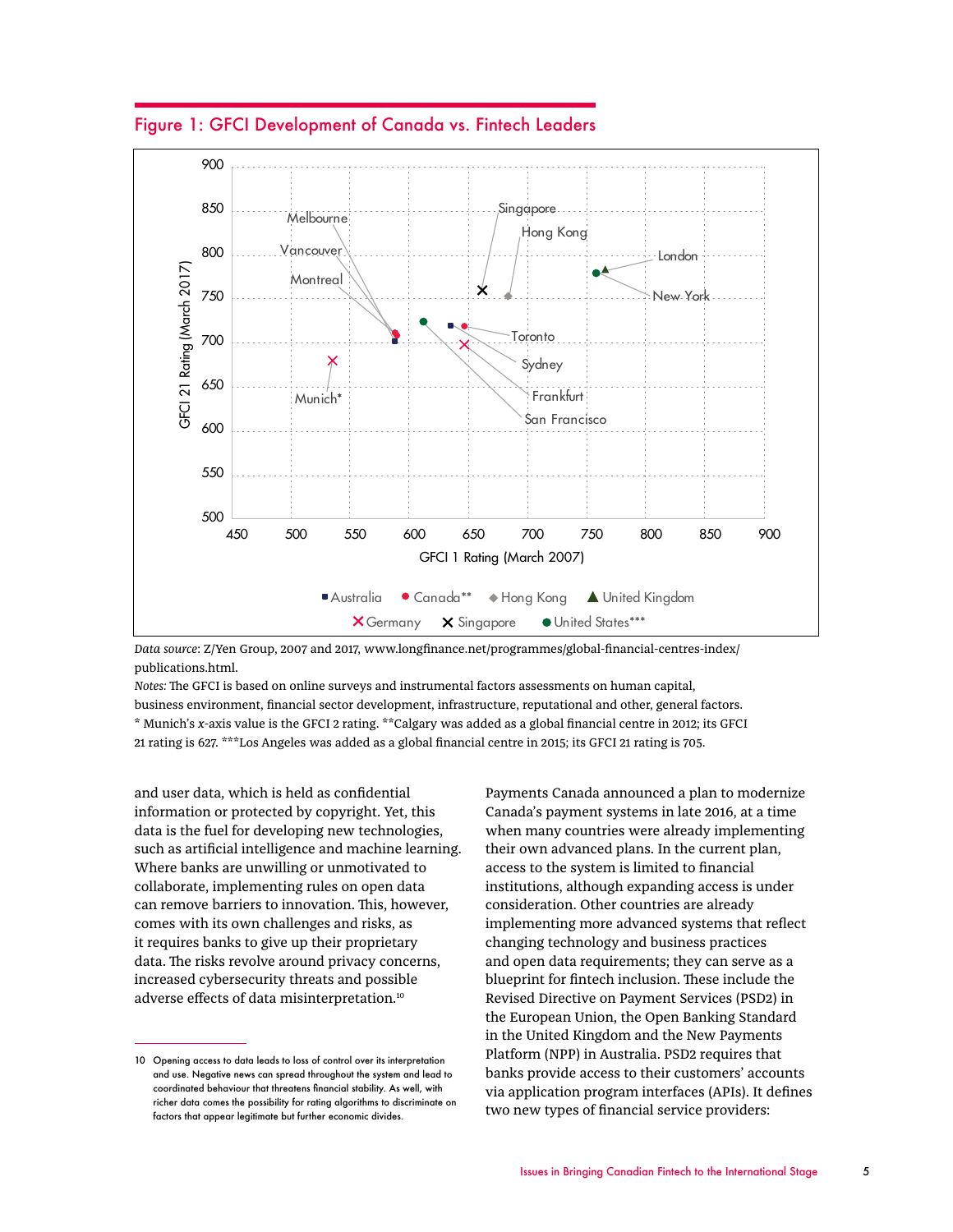## Figure 1: GFCI Development of Canada vs. Fintech Leaders

*Data source*: Z/Yen Group, 2007 and 2017, www.longfinance.net/programmes/global-financial-centres-index/publications.html.

*Notes:* The GFCI is based on online surveys and instrumental factors assessments on human capital, business environment, financial sector development, infrastructure, reputational and other, general factors. * Munich's *x*-axis value is the GFCI 2 rating. **Calgary was added as a global financial centre in 2012; its GFCI 21 rating is 627. ***Los Angeles was added as a global financial centre in 2015; its GFCI 21 rating is 705.

and user data, which is held as confidential information or protected by copyright. Yet, this data is the fuel for developing new technologies, such as artificial intelligence and machine learning. Where banks are unwilling or unmotivated to collaborate, implementing rules on open data can remove barriers to innovation. This, however, comes with its own challenges and risks, as it requires banks to give up their proprietary data. The risks revolve around privacy concerns, increased cybersecurity threats and possible adverse effects of data misinterpretation.[10]

Payments Canada announced a plan to modernize Canada's payment systems in late 2016, at a time when many countries were already implementing their own advanced plans. In the current plan, access to the system is limited to financial institutions, although expanding access is under consideration. Other countries are already implementing more advanced systems that reflect changing technology and business practices and open data requirements; they can serve as a blueprint for fintech inclusion. These include the Revised Directive on Payment Services (PSD2) in the European Union, the Open Banking Standard in the United Kingdom and the New Payments Platform (NPP) in Australia. PSD2 requires that banks provide access to their customers' accounts via application program interfaces (APIs). It defines two new types of financial service providers:

10 Opening access to data leads to loss of control over its interpretation and use. Negative news can spread throughout the system and lead to coordinated behaviour that threatens financial stability. As well, with richer data comes the possibility for rating algorithms to discriminate on factors that appear legitimate but further economic divides.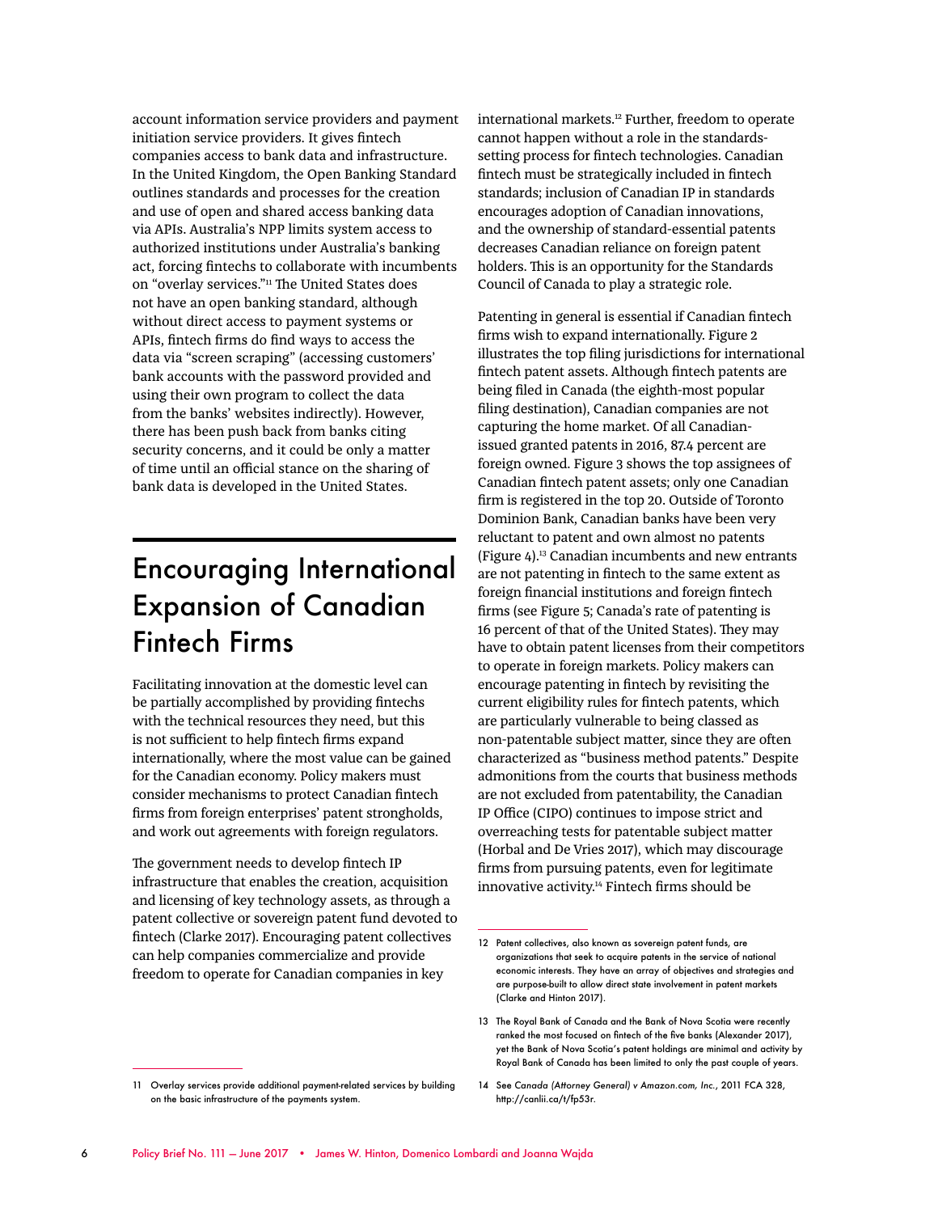account information service providers and payment initiation service providers. It gives fintech companies access to bank data and infrastructure. In the United Kingdom, the Open Banking Standard outlines standards and processes for the creation and use of open and shared access banking data via APIs. Australia's NPP limits system access to authorized institutions under Australia's banking act, forcing fintechs to collaborate with incumbents on "overlay services."[11] The United States does not have an open banking standard, although without direct access to payment systems or APIs, fintech firms do find ways to access the data via "screen scraping" (accessing customers' bank accounts with the password provided and using their own program to collect the data from the banks' websites indirectly). However, there has been push back from banks citing security concerns, and it could be only a matter of time until an official stance on the sharing of bank data is developed in the United States.

## Encouraging International Expansion of Canadian Fintech Firms

Facilitating innovation at the domestic level can be partially accomplished by providing fintechs with the technical resources they need, but this is not sufficient to help fintech firms expand internationally, where the most value can be gained for the Canadian economy. Policy makers must consider mechanisms to protect Canadian fintech firms from foreign enterprises' patent strongholds, and work out agreements with foreign regulators.

The government needs to develop fintech IP infrastructure that enables the creation, acquisition and licensing of key technology assets, as through a patent collective or sovereign patent fund devoted to fintech (Clarke 2017). Encouraging patent collectives can help companies commercialize and provide freedom to operate for Canadian companies in key international markets.[12] Further, freedom to operate cannot happen without a role in the standards-setting process for fintech technologies. Canadian fintech must be strategically included in fintech standards; inclusion of Canadian IP in standards encourages adoption of Canadian innovations, and the ownership of standard-essential patents decreases Canadian reliance on foreign patent holders. This is an opportunity for the Standards Council of Canada to play a strategic role.

Patenting in general is essential if Canadian fintech firms wish to expand internationally. Figure 2 illustrates the top filing jurisdictions for international fintech patent assets. Although fintech patents are being filed in Canada (the eighth-most popular filing destination), Canadian companies are not capturing the home market. Of all Canadian-issued granted patents in 2016, 87.4 percent are foreign owned. Figure 3 shows the top assignees of Canadian fintech patent assets; only one Canadian firm is registered in the top 20. Outside of Toronto Dominion Bank, Canadian banks have been very reluctant to patent and own almost no patents (Figure 4).[13] Canadian incumbents and new entrants are not patenting in fintech to the same extent as foreign financial institutions and foreign fintech firms (see Figure 5; Canada's rate of patenting is 16 percent of that of the United States). They may have to obtain patent licenses from their competitors to operate in foreign markets. Policy makers can encourage patenting in fintech by revisiting the current eligibility rules for fintech patents, which are particularly vulnerable to being classed as non-patentable subject matter, since they are often characterized as "business method patents." Despite admonitions from the courts that business methods are not excluded from patentability, the Canadian IP Office (CIPO) continues to impose strict and overreaching tests for patentable subject matter (Horbal and De Vries 2017), which may discourage firms from pursuing patents, even for legitimate innovative activity.[14] Fintech firms should be

---

11 Overlay services provide additional payment-related services by building on the basic infrastructure of the payments system.

12 Patent collectives, also known as sovereign patent funds, are organizations that seek to acquire patents in the service of national economic interests. They have an array of objectives and strategies and are purpose-built to allow direct state involvement in patent markets (Clarke and Hinton 2017).

13 The Royal Bank of Canada and the Bank of Nova Scotia were recently ranked the most focused on fintech of the five banks (Alexander 2017), yet the Bank of Nova Scotia's patent holdings are minimal and activity by Royal Bank of Canada has been limited to only the past couple of years.

14 See *Canada (Attorney General) v Amazon.com, Inc.*, 2011 FCA 328, http://canlii.ca/t/fp53r.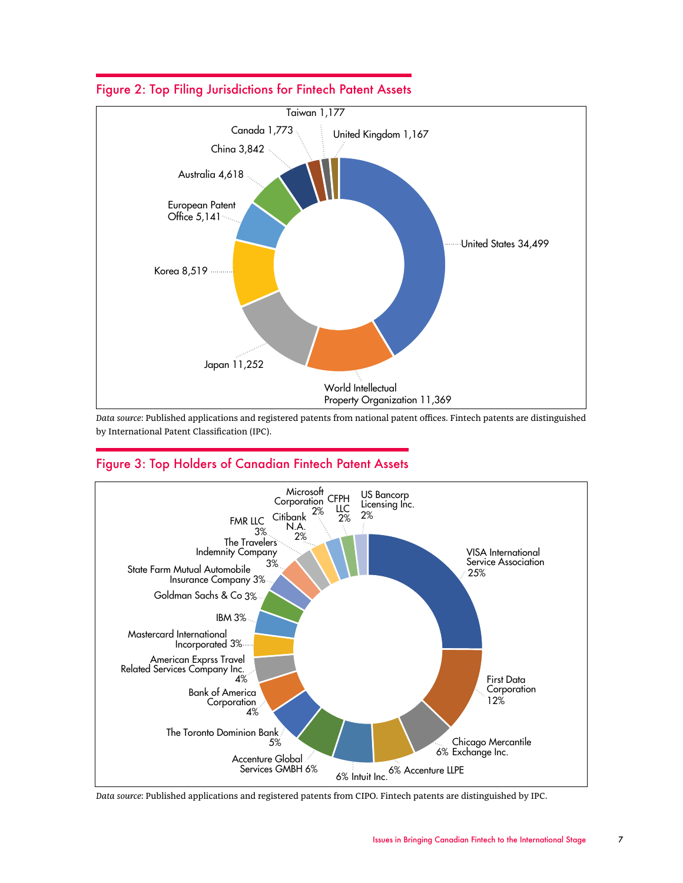## Figure 2: Top Filing Jurisdictions for Fintech Patent Assets

| Jurisdiction | Patent Assets |
| --- | --- |
| United States | 34,499 |
| World Intellectual Property Organization | 11,369 |
| Japan | 11,252 |
| Korea | 8,519 |
| European Patent Office | 5,141 |
| Australia | 4,618 |
| China | 3,842 |
| Canada | 1,773 |
| Taiwan | 1,177 |
| United Kingdom | 1,167 |

*Data source*: Published applications and registered patents from national patent offices. Fintech patents are distinguished by International Patent Classification (IPC).

## Figure 3: Top Holders of Canadian Fintech Patent Assets

| Holder | Share |
| --- | --- |
| VISA International Service Association | 25% |
| First Data Corporation | 12% |
| Chicago Mercantile Exchange Inc. | 6% |
| Accenture LLPE | 6% |
| Intuit Inc. | 6% |
| Accenture Global Services GMBH | 6% |
| The Toronto Dominion Bank | 5% |
| Bank of America Corporation | 4% |
| American Exprss Travel Related Services Company Inc. | 4% |
| Mastercard International Incorporated | 3% |
| IBM | 3% |
| Goldman Sachs & Co | 3% |
| State Farm Mutual Automobile Insurance Company | 3% |
| The Travelers Indemnity Company | 3% |
| FMR LLC | 3% |
| Citibank N.A. | 2% |
| Microsoft Corporation | 2% |
| CFPH LLC | 2% |
| US Bancorp Licensing Inc. | 2% |

*Data source*: Published applications and registered patents from CIPO. Fintech patents are distinguished by IPC.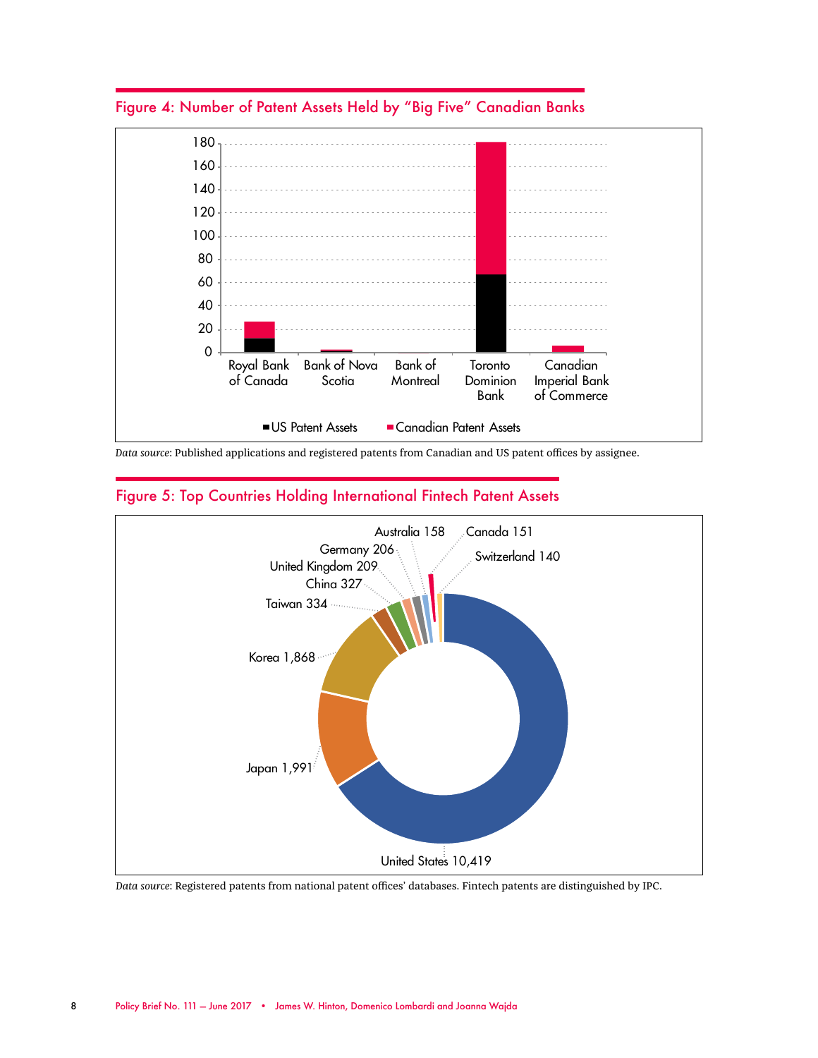## Figure 4: Number of Patent Assets Held by "Big Five" Canadian Banks

Royal Bank of Canada | Bank of Nova Scotia | Bank of Montreal | Toronto Dominion Bank | Canadian Imperial Bank of Commerce

■ US Patent Assets ■ Canadian Patent Assets

*Data source*: Published applications and registered patents from Canadian and US patent offices by assignee.

## Figure 5: Top Countries Holding International Fintech Patent Assets

| Country | Patent Assets |
|---|---|
| United States | 10,419 |
| Japan | 1,991 |
| Korea | 1,868 |
| Taiwan | 334 |
| China | 327 |
| United Kingdom | 209 |
| Germany | 206 |
| Australia | 158 |
| Canada | 151 |
| Switzerland | 140 |

*Data source*: Registered patents from national patent offices' databases. Fintech patents are distinguished by IPC.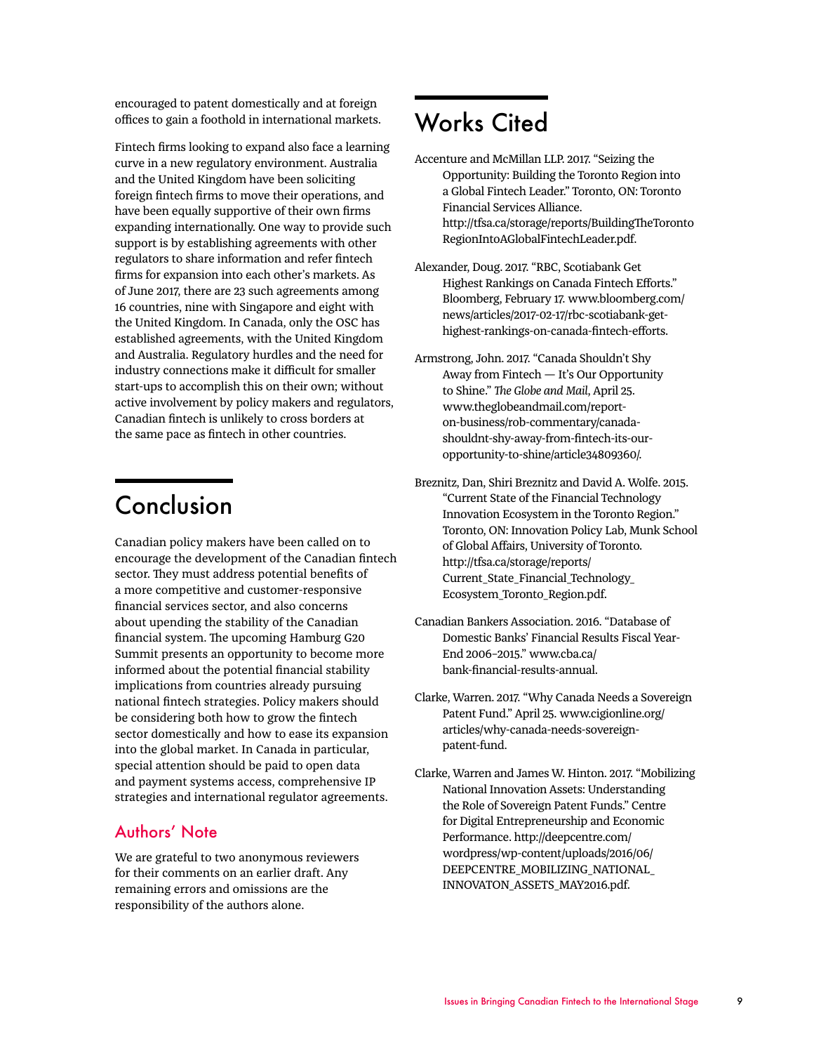encouraged to patent domestically and at foreign offices to gain a foothold in international markets.

Fintech firms looking to expand also face a learning curve in a new regulatory environment. Australia and the United Kingdom have been soliciting foreign fintech firms to move their operations, and have been equally supportive of their own firms expanding internationally. One way to provide such support is by establishing agreements with other regulators to share information and refer fintech firms for expansion into each other's markets. As of June 2017, there are 23 such agreements among 16 countries, nine with Singapore and eight with the United Kingdom. In Canada, only the OSC has established agreements, with the United Kingdom and Australia. Regulatory hurdles and the need for industry connections make it difficult for smaller start-ups to accomplish this on their own; without active involvement by policy makers and regulators, Canadian fintech is unlikely to cross borders at the same pace as fintech in other countries.

## Conclusion

Canadian policy makers have been called on to encourage the development of the Canadian fintech sector. They must address potential benefits of a more competitive and customer-responsive financial services sector, and also concerns about upending the stability of the Canadian financial system. The upcoming Hamburg G20 Summit presents an opportunity to become more informed about the potential financial stability implications from countries already pursuing national fintech strategies. Policy makers should be considering both how to grow the fintech sector domestically and how to ease its expansion into the global market. In Canada in particular, special attention should be paid to open data and payment systems access, comprehensive IP strategies and international regulator agreements.

### Authors' Note

We are grateful to two anonymous reviewers for their comments on an earlier draft. Any remaining errors and omissions are the responsibility of the authors alone.

## Works Cited

Accenture and McMillan LLP. 2017. "Seizing the Opportunity: Building the Toronto Region into a Global Fintech Leader." Toronto, ON: Toronto Financial Services Alliance. http://tfsa.ca/storage/reports/BuildingTheTorontoRegionIntoAGlobalFintechLeader.pdf.

Alexander, Doug. 2017. "RBC, Scotiabank Get Highest Rankings on Canada Fintech Efforts." Bloomberg, February 17. www.bloomberg.com/news/articles/2017-02-17/rbc-scotiabank-get-highest-rankings-on-canada-fintech-efforts.

Armstrong, John. 2017. "Canada Shouldn't Shy Away from Fintech — It's Our Opportunity to Shine." *The Globe and Mail*, April 25. www.theglobeandmail.com/report-on-business/rob-commentary/canada-shouldnt-shy-away-from-fintech-its-our-opportunity-to-shine/article34809360/.

Breznitz, Dan, Shiri Breznitz and David A. Wolfe. 2015. "Current State of the Financial Technology Innovation Ecosystem in the Toronto Region." Toronto, ON: Innovation Policy Lab, Munk School of Global Affairs, University of Toronto. http://tfsa.ca/storage/reports/Current_State_Financial_Technology_Ecosystem_Toronto_Region.pdf.

Canadian Bankers Association. 2016. "Database of Domestic Banks' Financial Results Fiscal Year-End 2006–2015." www.cba.ca/bank-financial-results-annual.

Clarke, Warren. 2017. "Why Canada Needs a Sovereign Patent Fund." April 25. www.cigionline.org/articles/why-canada-needs-sovereign-patent-fund.

Clarke, Warren and James W. Hinton. 2017. "Mobilizing National Innovation Assets: Understanding the Role of Sovereign Patent Funds." Centre for Digital Entrepreneurship and Economic Performance. http://deepcentre.com/wordpress/wp-content/uploads/2016/06/DEEPCENTRE_MOBILIZING_NATIONAL_INNOVATON_ASSETS_MAY2016.pdf.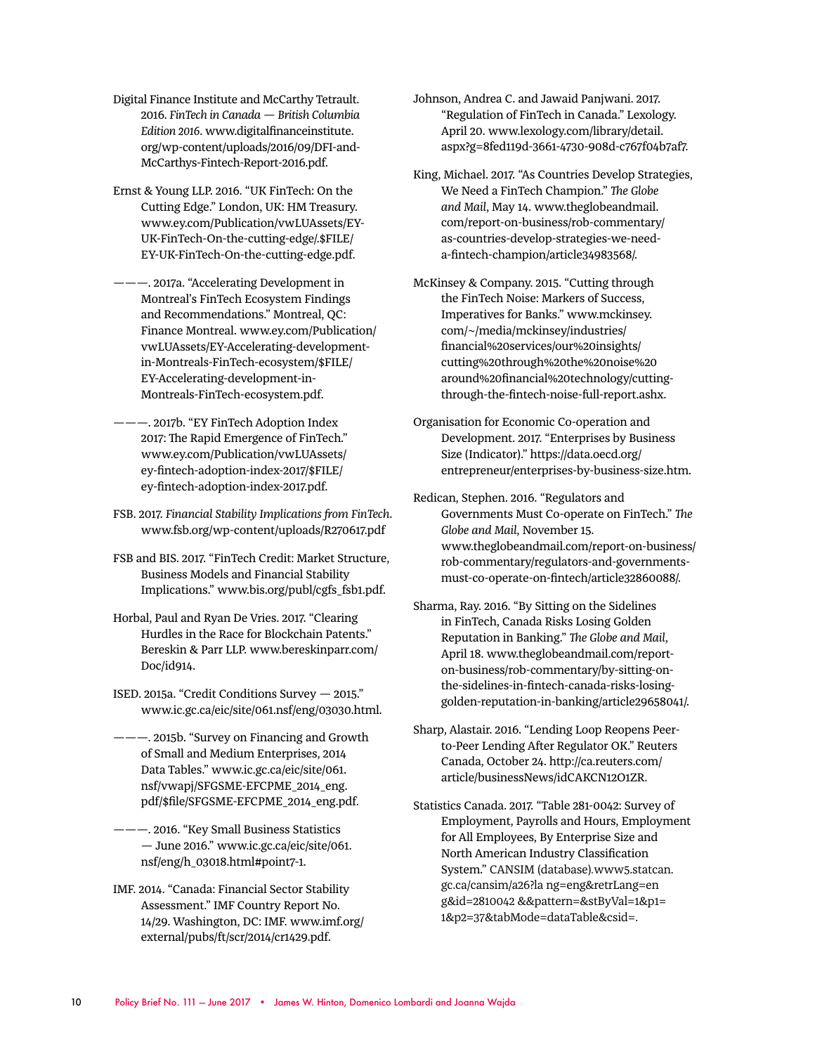Digital Finance Institute and McCarthy Tetrault. 2016. *FinTech in Canada — British Columbia Edition 2016*. www.digitalfinanceinstitute.org/wp-content/uploads/2016/09/DFI-and-McCarthys-Fintech-Report-2016.pdf.

Ernst & Young LLP. 2016. "UK FinTech: On the Cutting Edge." London, UK: HM Treasury. www.ey.com/Publication/vwLUAssets/EY-UK-FinTech-On-the-cutting-edge/.$FILE/EY-UK-FinTech-On-the-cutting-edge.pdf.

———. 2017a. "Accelerating Development in Montreal's FinTech Ecosystem Findings and Recommendations." Montreal, QC: Finance Montreal. www.ey.com/Publication/vwLUAssets/EY-Accelerating-development-in-Montreals-FinTech-ecosystem/$FILE/EY-Accelerating-development-in-Montreals-FinTech-ecosystem.pdf.

———. 2017b. "EY FinTech Adoption Index 2017: The Rapid Emergence of FinTech." www.ey.com/Publication/vwLUAssets/ey-fintech-adoption-index-2017/$FILE/ey-fintech-adoption-index-2017.pdf.

FSB. 2017. *Financial Stability Implications from FinTech*. www.fsb.org/wp-content/uploads/R270617.pdf

FSB and BIS. 2017. "FinTech Credit: Market Structure, Business Models and Financial Stability Implications." www.bis.org/publ/cgfs_fsb1.pdf.

Horbal, Paul and Ryan De Vries. 2017. "Clearing Hurdles in the Race for Blockchain Patents." Bereskin & Parr LLP. www.bereskinparr.com/Doc/id914.

ISED. 2015a. "Credit Conditions Survey — 2015." www.ic.gc.ca/eic/site/061.nsf/eng/03030.html.

———. 2015b. "Survey on Financing and Growth of Small and Medium Enterprises, 2014 Data Tables." www.ic.gc.ca/eic/site/061.nsf/vwapj/SFGSME-EFCPME_2014_eng.pdf/$file/SFGSME-EFCPME_2014_eng.pdf.

———. 2016. "Key Small Business Statistics — June 2016." www.ic.gc.ca/eic/site/061.nsf/eng/h_03018.html#point7-1.

IMF. 2014. "Canada: Financial Sector Stability Assessment." IMF Country Report No. 14/29. Washington, DC: IMF. www.imf.org/external/pubs/ft/scr/2014/cr1429.pdf.

Johnson, Andrea C. and Jawaid Panjwani. 2017. "Regulation of FinTech in Canada." Lexology. April 20. www.lexology.com/library/detail.aspx?g=8fed119d-3661-4730-908d-c767f04b7af7.

King, Michael. 2017. "As Countries Develop Strategies, We Need a FinTech Champion." *The Globe and Mail*, May 14. www.theglobeandmail.com/report-on-business/rob-commentary/as-countries-develop-strategies-we-need-a-fintech-champion/article34983568/.

McKinsey & Company. 2015. "Cutting through the FinTech Noise: Markers of Success, Imperatives for Banks." www.mckinsey.com/~/media/mckinsey/industries/financial%20services/our%20insights/cutting%20through%20the%20noise%20around%20financial%20technology/cutting-through-the-fintech-noise-full-report.ashx.

Organisation for Economic Co-operation and Development. 2017. "Enterprises by Business Size (Indicator)." https://data.oecd.org/entrepreneur/enterprises-by-business-size.htm.

Redican, Stephen. 2016. "Regulators and Governments Must Co-operate on FinTech." *The Globe and Mail*, November 15. www.theglobeandmail.com/report-on-business/rob-commentary/regulators-and-governments-must-co-operate-on-fintech/article32860088/.

Sharma, Ray. 2016. "By Sitting on the Sidelines in FinTech, Canada Risks Losing Golden Reputation in Banking." *The Globe and Mail*, April 18. www.theglobeandmail.com/report-on-business/rob-commentary/by-sitting-on-the-sidelines-in-fintech-canada-risks-losing-golden-reputation-in-banking/article29658041/.

Sharp, Alastair. 2016. "Lending Loop Reopens Peer-to-Peer Lending After Regulator OK." Reuters Canada, October 24. http://ca.reuters.com/article/businessNews/idCAKCN12O1ZR.

Statistics Canada. 2017. "Table 281-0042: Survey of Employment, Payrolls and Hours, Employment for All Employees, By Enterprise Size and North American Industry Classification System." CANSIM (database).www5.statcan.gc.ca/cansim/a26?la ng=eng&retrLang=en g&id=2810042 &&pattern=&stByVal=1&p1=1&p2=37&tabMode=dataTable&csid=.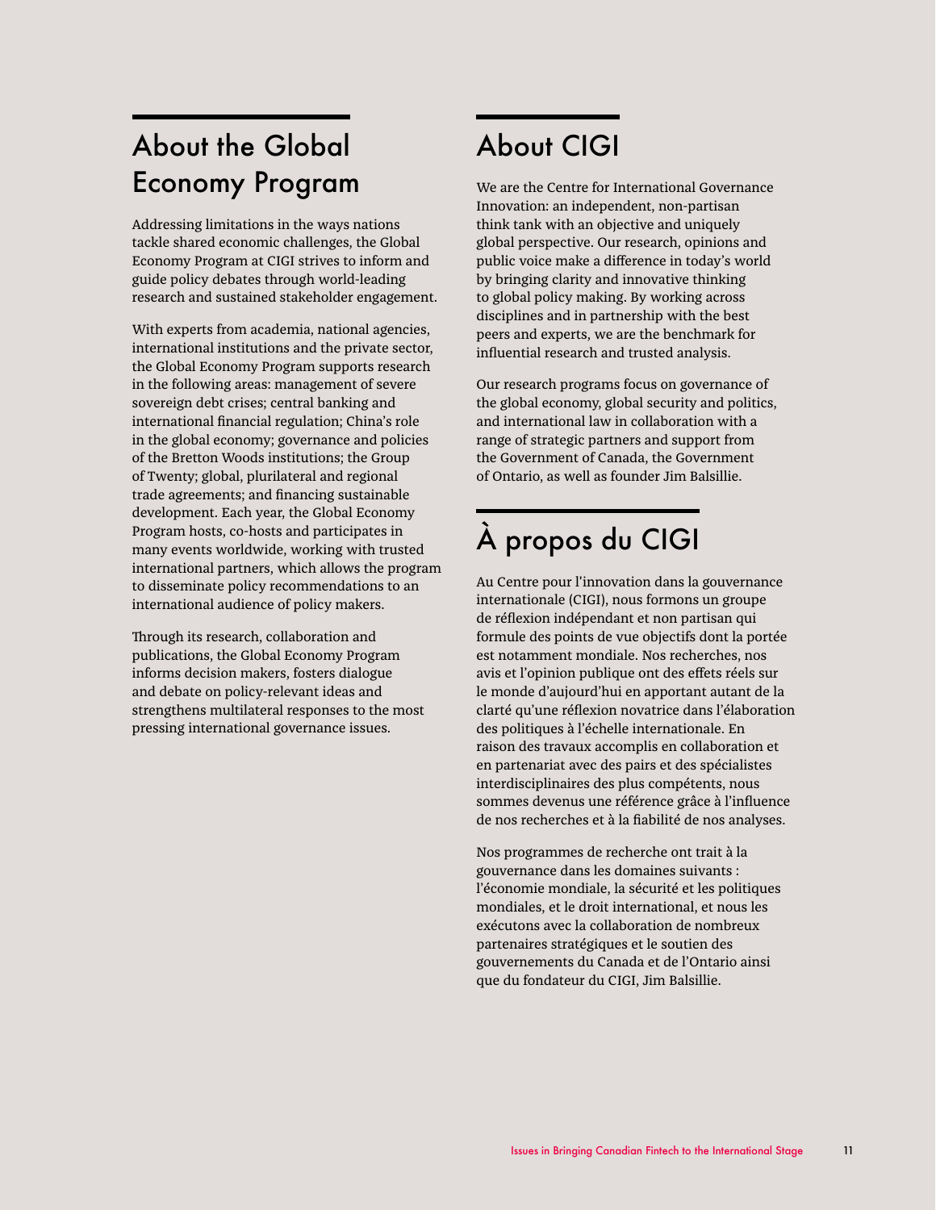## About the Global Economy Program

Addressing limitations in the ways nations tackle shared economic challenges, the Global Economy Program at CIGI strives to inform and guide policy debates through world-leading research and sustained stakeholder engagement.

With experts from academia, national agencies, international institutions and the private sector, the Global Economy Program supports research in the following areas: management of severe sovereign debt crises; central banking and international financial regulation; China's role in the global economy; governance and policies of the Bretton Woods institutions; the Group of Twenty; global, plurilateral and regional trade agreements; and financing sustainable development. Each year, the Global Economy Program hosts, co-hosts and participates in many events worldwide, working with trusted international partners, which allows the program to disseminate policy recommendations to an international audience of policy makers.

Through its research, collaboration and publications, the Global Economy Program informs decision makers, fosters dialogue and debate on policy-relevant ideas and strengthens multilateral responses to the most pressing international governance issues.

## About CIGI

We are the Centre for International Governance Innovation: an independent, non-partisan think tank with an objective and uniquely global perspective. Our research, opinions and public voice make a difference in today's world by bringing clarity and innovative thinking to global policy making. By working across disciplines and in partnership with the best peers and experts, we are the benchmark for influential research and trusted analysis.

Our research programs focus on governance of the global economy, global security and politics, and international law in collaboration with a range of strategic partners and support from the Government of Canada, the Government of Ontario, as well as founder Jim Balsillie.

## À propos du CIGI

Au Centre pour l'innovation dans la gouvernance internationale (CIGI), nous formons un groupe de réflexion indépendant et non partisan qui formule des points de vue objectifs dont la portée est notamment mondiale. Nos recherches, nos avis et l'opinion publique ont des effets réels sur le monde d'aujourd'hui en apportant autant de la clarté qu'une réflexion novatrice dans l'élaboration des politiques à l'échelle internationale. En raison des travaux accomplis en collaboration et en partenariat avec des pairs et des spécialistes interdisciplinaires des plus compétents, nous sommes devenus une référence grâce à l'influence de nos recherches et à la fiabilité de nos analyses.

Nos programmes de recherche ont trait à la gouvernance dans les domaines suivants : l'économie mondiale, la sécurité et les politiques mondiales, et le droit international, et nous les exécutons avec la collaboration de nombreux partenaires stratégiques et le soutien des gouvernements du Canada et de l'Ontario ainsi que du fondateur du CIGI, Jim Balsillie.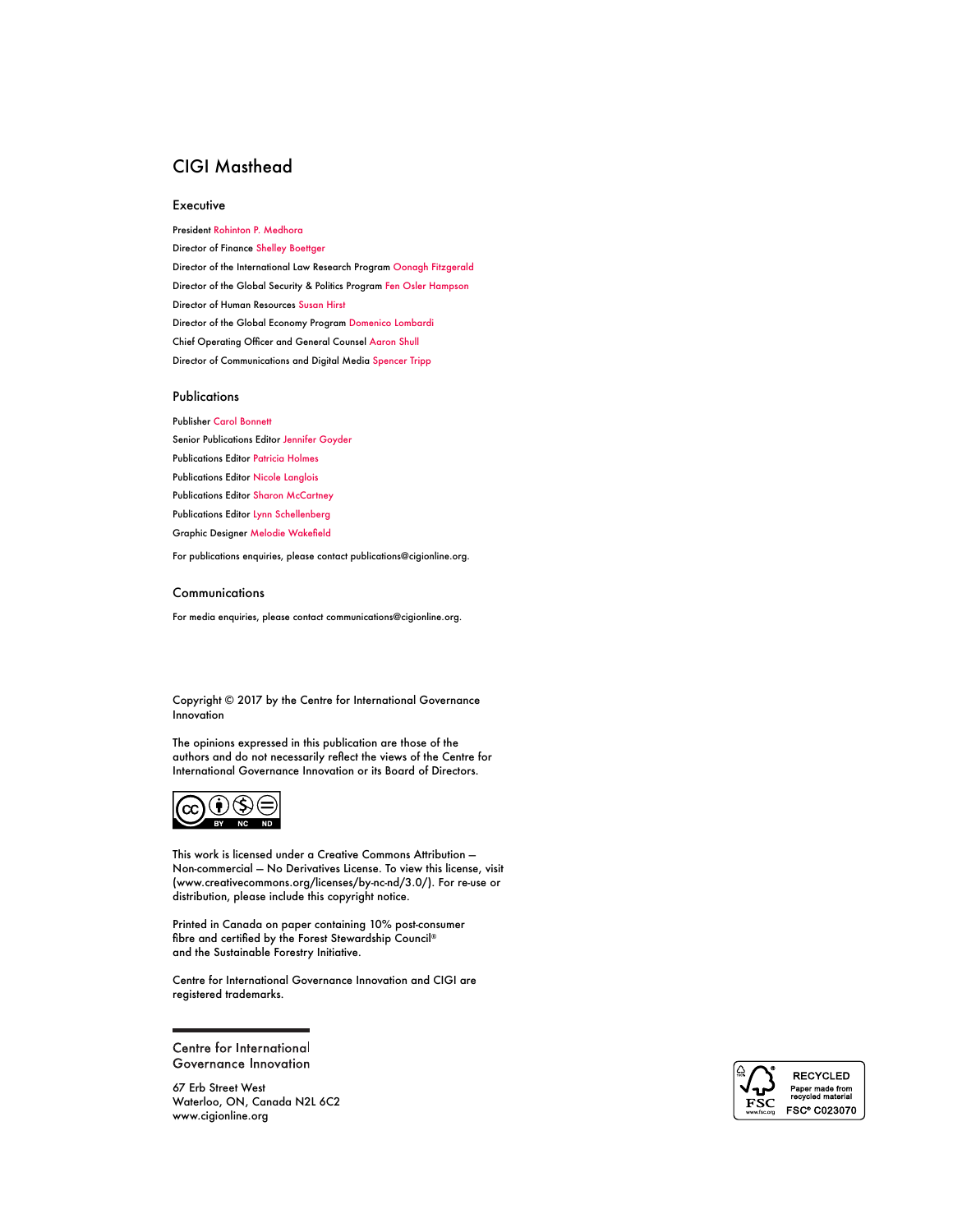# CIGI Masthead

## Executive

President Rohinton P. Medhora
Director of Finance Shelley Boettger
Director of the International Law Research Program Oonagh Fitzgerald
Director of the Global Security & Politics Program Fen Osler Hampson
Director of Human Resources Susan Hirst
Director of the Global Economy Program Domenico Lombardi
Chief Operating Officer and General Counsel Aaron Shull
Director of Communications and Digital Media Spencer Tripp

## Publications

Publisher Carol Bonnett
Senior Publications Editor Jennifer Goyder
Publications Editor Patricia Holmes
Publications Editor Nicole Langlois
Publications Editor Sharon McCartney
Publications Editor Lynn Schellenberg
Graphic Designer Melodie Wakefield

For publications enquiries, please contact publications@cigionline.org.

## Communications

For media enquiries, please contact communications@cigionline.org.

Copyright © 2017 by the Centre for International Governance Innovation

The opinions expressed in this publication are those of the authors and do not necessarily reflect the views of the Centre for International Governance Innovation or its Board of Directors.

This work is licensed under a Creative Commons Attribution — Non-commercial — No Derivatives License. To view this license, visit (www.creativecommons.org/licenses/by-nc-nd/3.0/). For re-use or distribution, please include this copyright notice.

Printed in Canada on paper containing 10% post-consumer fibre and certified by the Forest Stewardship Council® and the Sustainable Forestry Initiative.

Centre for International Governance Innovation and CIGI are registered trademarks.

Centre for International Governance Innovation

67 Erb Street West
Waterloo, ON, Canada N2L 6C2
www.cigionline.org

RECYCLED
Paper made from recycled material
FSC® C023070